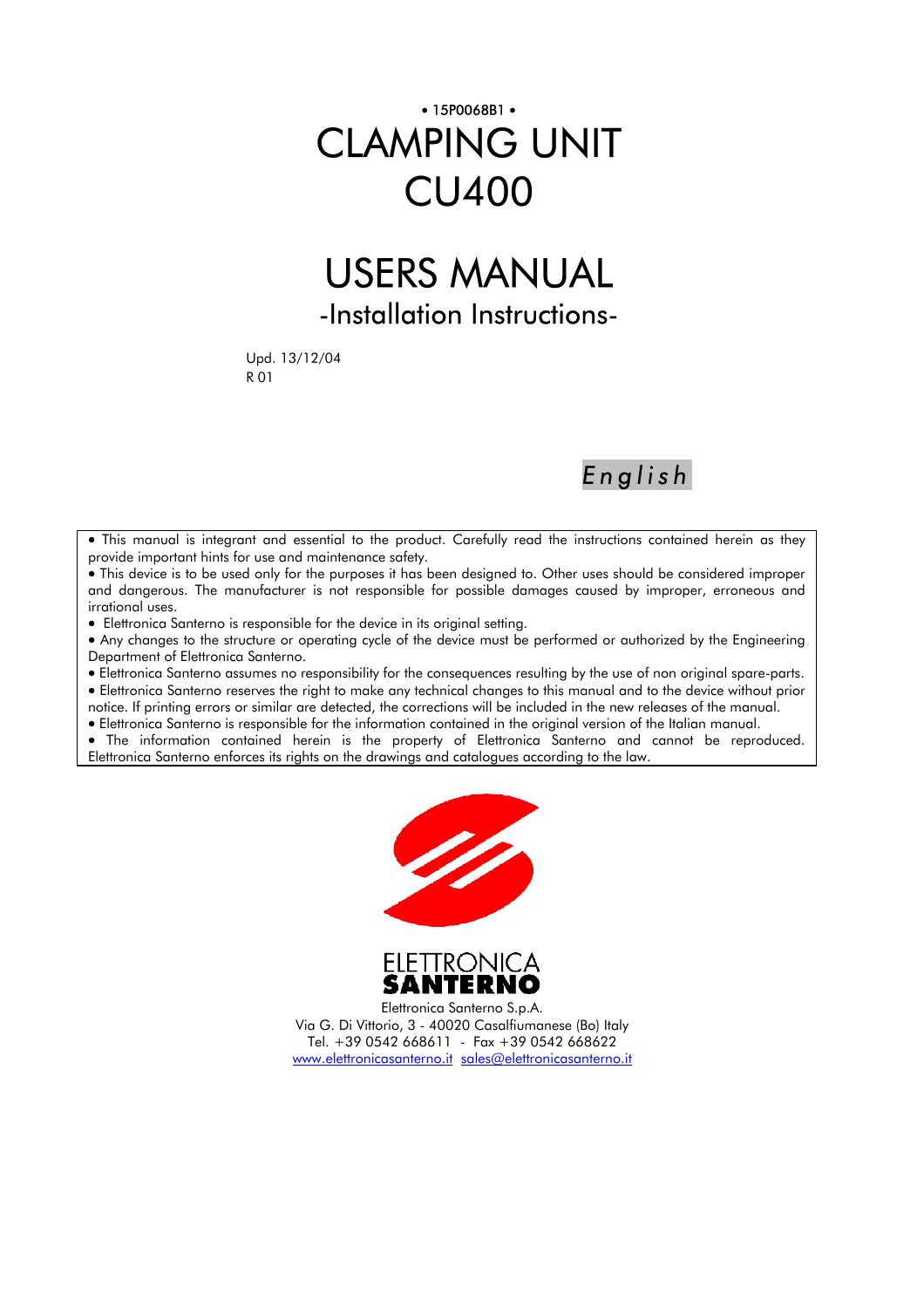• 15P0068B1 •

# CLAMPING UNIT CU400

# USERS MANUAL

## -Installation Instructions-

Upd. 13/12/04
R 01

*English*

- This manual is integrant and essential to the product. Carefully read the instructions contained herein as they provide important hints for use and maintenance safety.
- This device is to be used only for the purposes it has been designed to. Other uses should be considered improper and dangerous. The manufacturer is not responsible for possible damages caused by improper, erroneous and irrational uses.
- Elettronica Santerno is responsible for the device in its original setting.
- Any changes to the structure or operating cycle of the device must be performed or authorized by the Engineering Department of Elettronica Santerno.
- Elettronica Santerno assumes no responsibility for the consequences resulting by the use of non original spare-parts.
- Elettronica Santerno reserves the right to make any technical changes to this manual and to the device without prior notice. If printing errors or similar are detected, the corrections will be included in the new releases of the manual.
- Elettronica Santerno is responsible for the information contained in the original version of the Italian manual.
- The information contained herein is the property of Elettronica Santerno and cannot be reproduced. Elettronica Santerno enforces its rights on the drawings and catalogues according to the law.

ELETTRONICA
**SANTERNO**

Elettronica Santerno S.p.A.
Via G. Di Vittorio, 3 - 40020 Casalfiumanese (Bo) Italy
Tel. +39 0542 668611 - Fax +39 0542 668622
www.elettronicasanterno.it sales@elettronicasanterno.it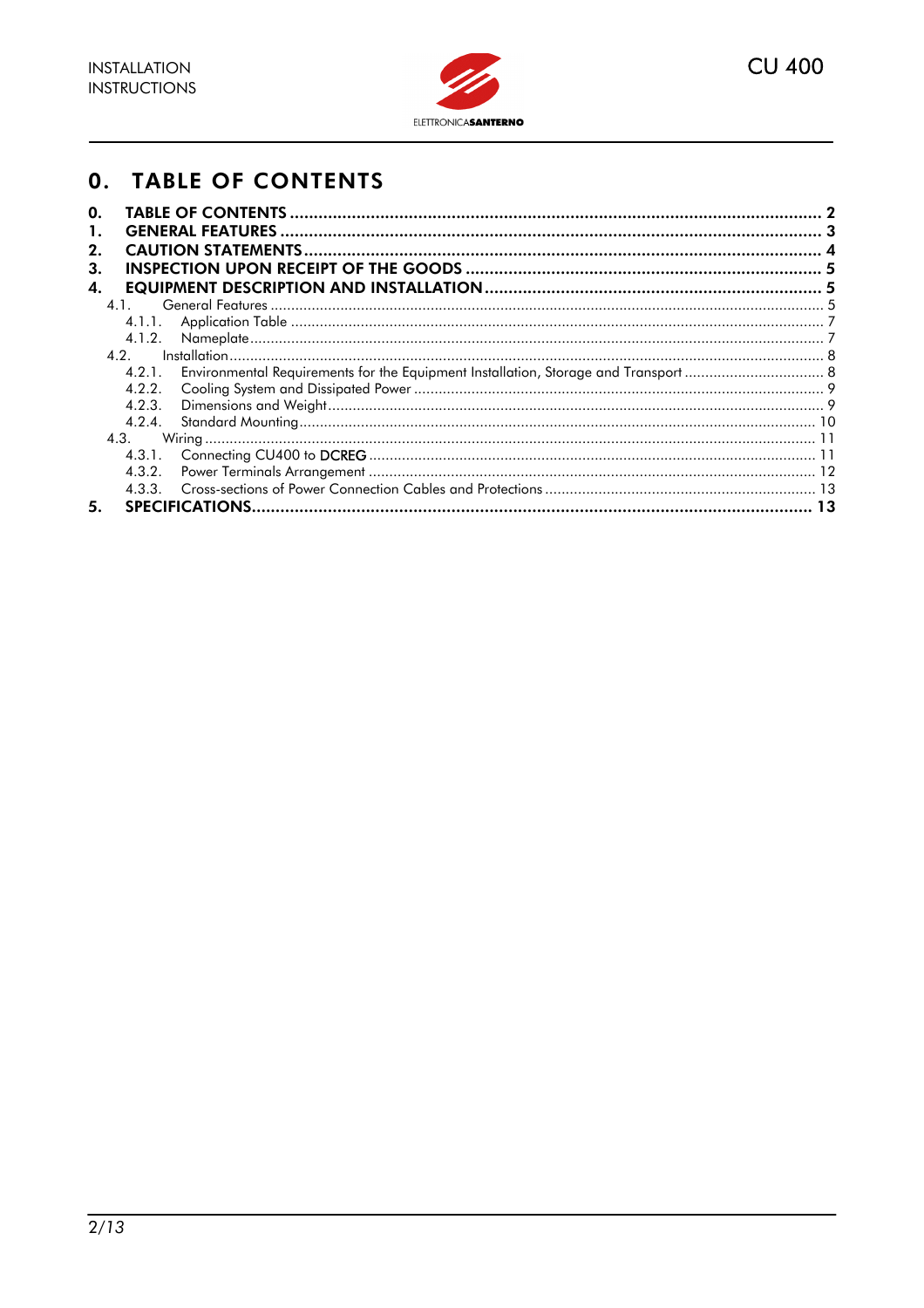# 0. TABLE OF CONTENTS

**0. TABLE OF CONTENTS ............................................................................................................ 2**
**1. GENERAL FEATURES ............................................................................................................ 3**
**2. CAUTION STATEMENTS ............................................................................................................ 4**
**3. INSPECTION UPON RECEIPT OF THE GOODS ............................................................................................................ 5**
**4. EQUIPMENT DESCRIPTION AND INSTALLATION ............................................................................................................ 5**

- 4.1. General Features ............................................................................................................ 5
  - 4.1.1. Application Table ............................................................................................................ 7
  - 4.1.2. Nameplate ............................................................................................................ 7
- 4.2. Installation ............................................................................................................ 8
  - 4.2.1. Environmental Requirements for the Equipment Installation, Storage and Transport ............................................................................................................ 8
  - 4.2.2. Cooling System and Dissipated Power ............................................................................................................ 9
  - 4.2.3. Dimensions and Weight ............................................................................................................ 9
  - 4.2.4. Standard Mounting ............................................................................................................ 10
- 4.3. Wiring ............................................................................................................ 11
  - 4.3.1. Connecting CU400 to DCREG ............................................................................................................ 11
  - 4.3.2. Power Terminals Arrangement ............................................................................................................ 12
  - 4.3.3. Cross-sections of Power Connection Cables and Protections ............................................................................................................ 13

**5. SPECIFICATIONS ............................................................................................................ 13**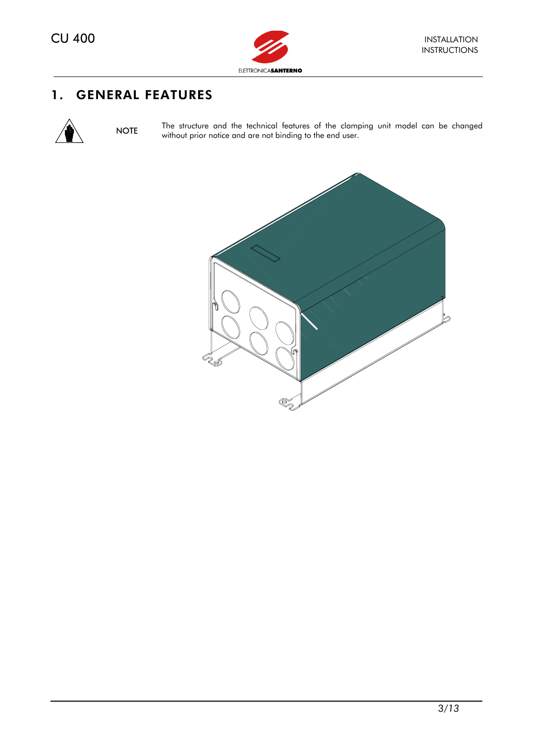# 1. GENERAL FEATURES

**NOTE** The structure and the technical features of the clamping unit model can be changed without prior notice and are not binding to the end user.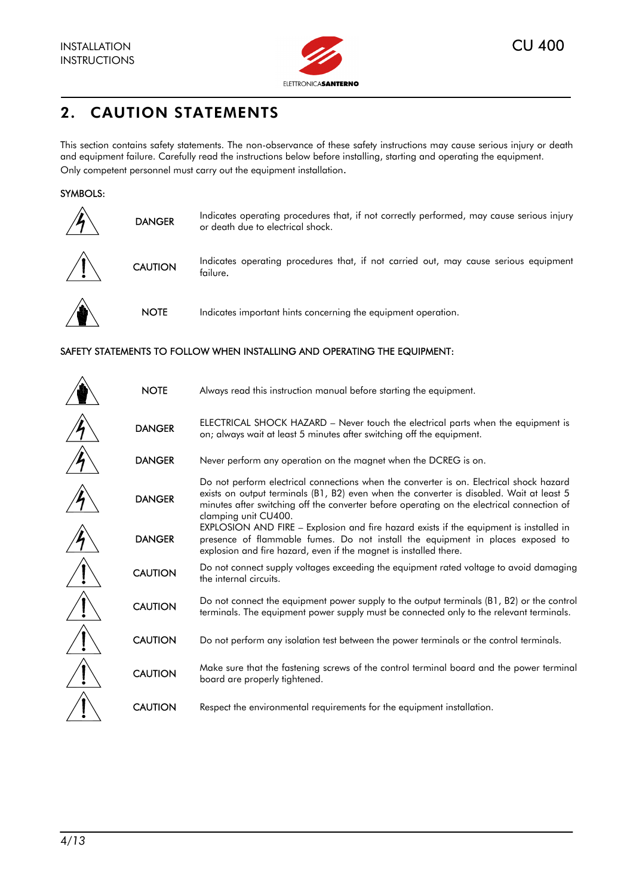## 2. CAUTION STATEMENTS

This section contains safety statements. The non-observance of these safety instructions may cause serious injury or death and equipment failure. Carefully read the instructions below before installing, starting and operating the equipment.
Only competent personnel must carry out the equipment installation.

SYMBOLS:

| | |
|---|---|
| DANGER | Indicates operating procedures that, if not correctly performed, may cause serious injury or death due to electrical shock. |
| CAUTION | Indicates operating procedures that, if not carried out, may cause serious equipment failure. |
| NOTE | Indicates important hints concerning the equipment operation. |

SAFETY STATEMENTS TO FOLLOW WHEN INSTALLING AND OPERATING THE EQUIPMENT:

| | |
|---|---|
| NOTE | Always read this instruction manual before starting the equipment. |
| DANGER | ELECTRICAL SHOCK HAZARD – Never touch the electrical parts when the equipment is on; always wait at least 5 minutes after switching off the equipment. |
| DANGER | Never perform any operation on the magnet when the DCREG is on. |
| DANGER | Do not perform electrical connections when the converter is on. Electrical shock hazard exists on output terminals (B1, B2) even when the converter is disabled. Wait at least 5 minutes after switching off the converter before operating on the electrical connection of clamping unit CU400. |
| DANGER | EXPLOSION AND FIRE – Explosion and fire hazard exists if the equipment is installed in presence of flammable fumes. Do not install the equipment in places exposed to explosion and fire hazard, even if the magnet is installed there. |
| CAUTION | Do not connect supply voltages exceeding the equipment rated voltage to avoid damaging the internal circuits. |
| CAUTION | Do not connect the equipment power supply to the output terminals (B1, B2) or the control terminals. The equipment power supply must be connected only to the relevant terminals. |
| CAUTION | Do not perform any isolation test between the power terminals or the control terminals. |
| CAUTION | Make sure that the fastening screws of the control terminal board and the power terminal board are properly tightened. |
| CAUTION | Respect the environmental requirements for the equipment installation. |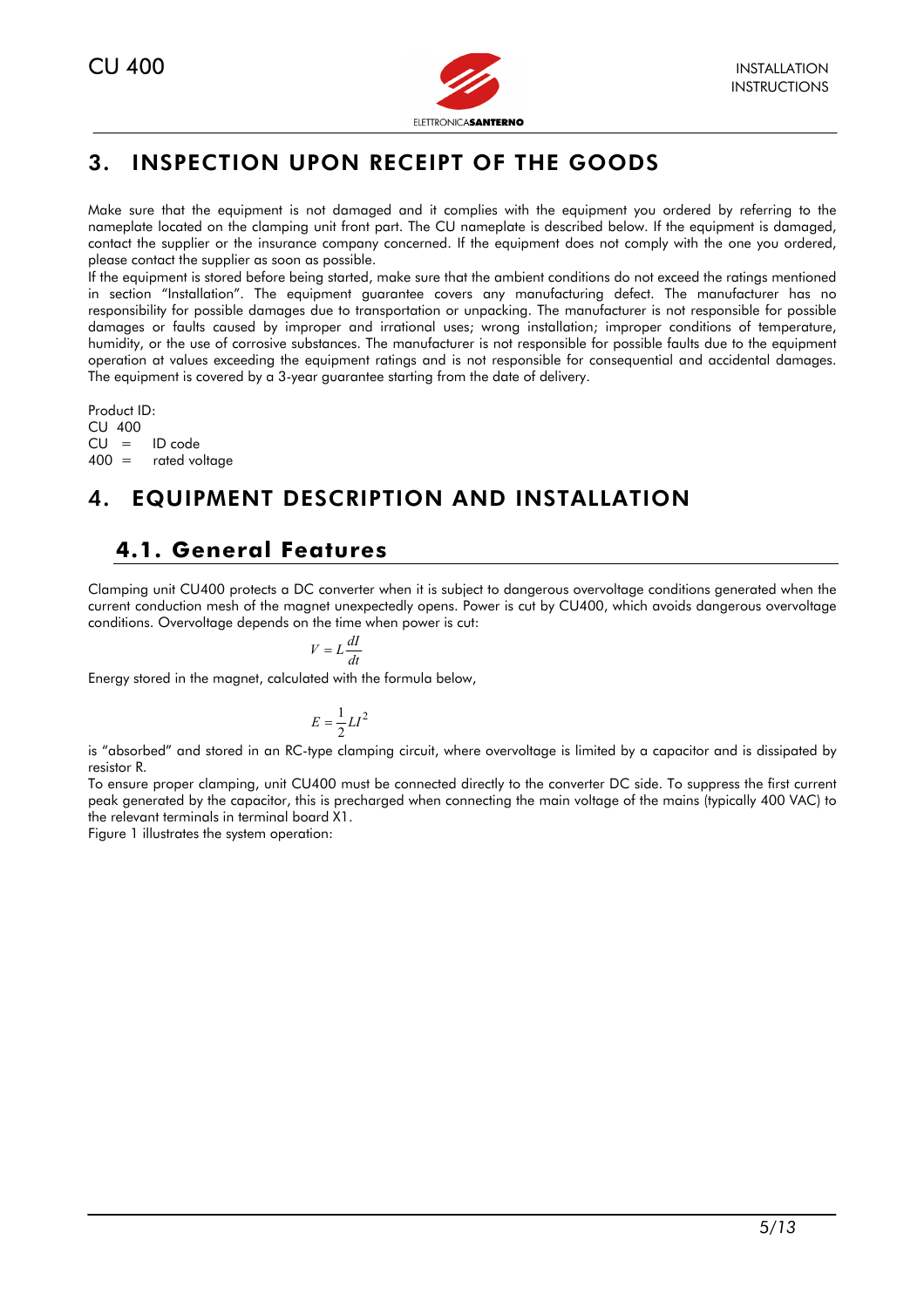# 3. INSPECTION UPON RECEIPT OF THE GOODS

Make sure that the equipment is not damaged and it complies with the equipment you ordered by referring to the nameplate located on the clamping unit front part. The CU nameplate is described below. If the equipment is damaged, contact the supplier or the insurance company concerned. If the equipment does not comply with the one you ordered, please contact the supplier as soon as possible.

If the equipment is stored before being started, make sure that the ambient conditions do not exceed the ratings mentioned in section "Installation". The equipment guarantee covers any manufacturing defect. The manufacturer has no responsibility for possible damages due to transportation or unpacking. The manufacturer is not responsible for possible damages or faults caused by improper and irrational uses; wrong installation; improper conditions of temperature, humidity, or the use of corrosive substances. The manufacturer is not responsible for possible faults due to the equipment operation at values exceeding the equipment ratings and is not responsible for consequential and accidental damages. The equipment is covered by a 3-year guarantee starting from the date of delivery.

Product ID:
CU 400
CU = ID code
400 = rated voltage

# 4. EQUIPMENT DESCRIPTION AND INSTALLATION

## 4.1. General Features

Clamping unit CU400 protects a DC converter when it is subject to dangerous overvoltage conditions generated when the current conduction mesh of the magnet unexpectedly opens. Power is cut by CU400, which avoids dangerous overvoltage conditions. Overvoltage depends on the time when power is cut:

$$V = L\frac{dI}{dt}$$

Energy stored in the magnet, calculated with the formula below,

$$E = \frac{1}{2}LI^2$$

is "absorbed" and stored in an RC-type clamping circuit, where overvoltage is limited by a capacitor and is dissipated by resistor R.

To ensure proper clamping, unit CU400 must be connected directly to the converter DC side. To suppress the first current peak generated by the capacitor, this is precharged when connecting the main voltage of the mains (typically 400 VAC) to the relevant terminals in terminal board X1.

Figure 1 illustrates the system operation: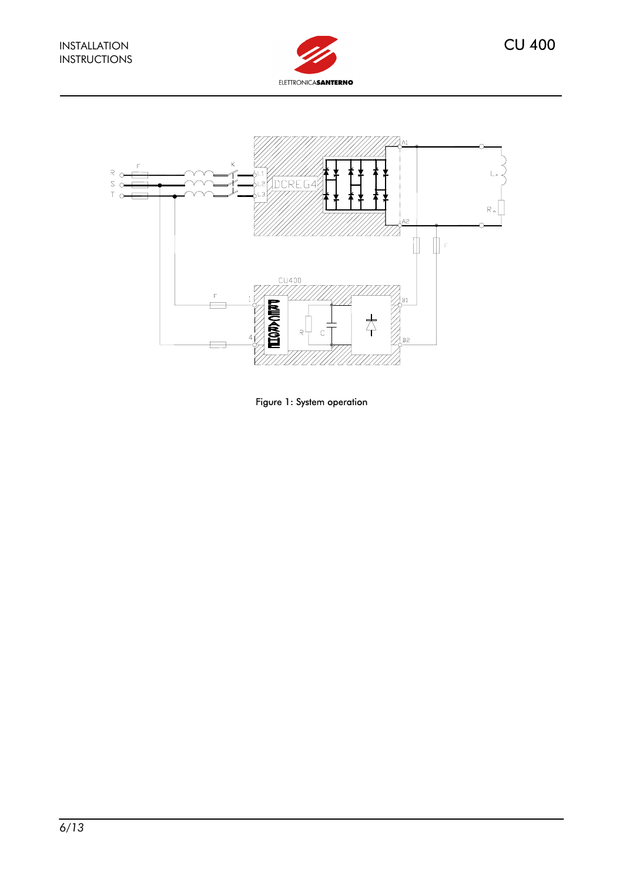Figure 1: System operation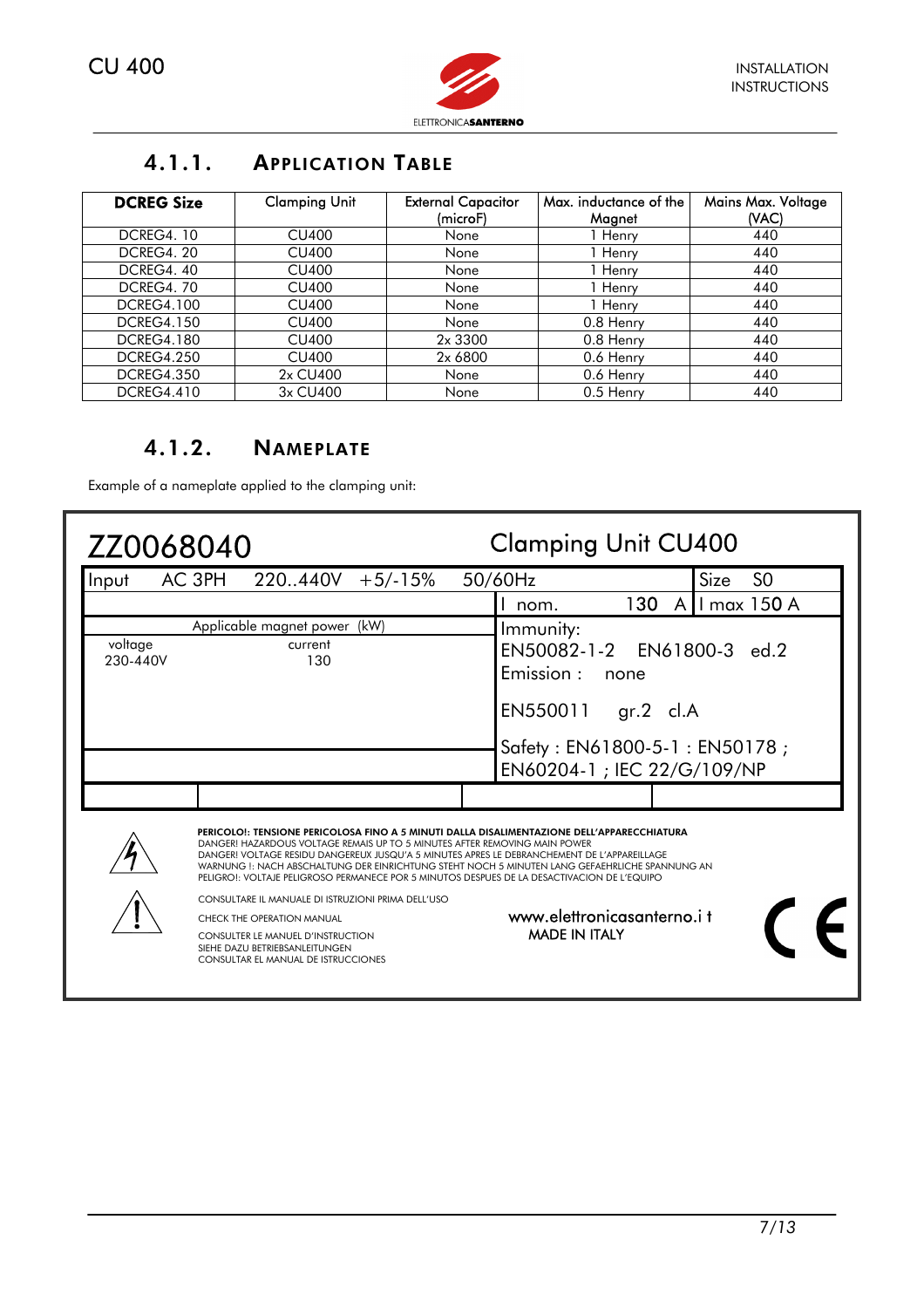### 4.1.1. APPLICATION TABLE

| DCREG Size | Clamping Unit | External Capacitor (microF) | Max. inductance of the Magnet | Mains Max. Voltage (VAC) |
|---|---|---|---|---|
| DCREG4. 10 | CU400 | None | 1 Henry | 440 |
| DCREG4. 20 | CU400 | None | 1 Henry | 440 |
| DCREG4. 40 | CU400 | None | 1 Henry | 440 |
| DCREG4. 70 | CU400 | None | 1 Henry | 440 |
| DCREG4.100 | CU400 | None | 1 Henry | 440 |
| DCREG4.150 | CU400 | None | 0.8 Henry | 440 |
| DCREG4.180 | CU400 | 2x 3300 | 0.8 Henry | 440 |
| DCREG4.250 | CU400 | 2x 6800 | 0.6 Henry | 440 |
| DCREG4.350 | 2x CU400 | None | 0.6 Henry | 440 |
| DCREG4.410 | 3x CU400 | None | 0.5 Henry | 440 |

### 4.1.2. NAMEPLATE

Example of a nameplate applied to the clamping unit:

ZZ0068040 — Clamping Unit CU400

Input AC 3PH 220..440V +5/-15% 50/60Hz — Size S0

I nom. 130 A — I max 150 A

Applicable magnet power (kW)

| voltage | current |
|---|---|
| 230-440V | 130 |

Immunity: EN50082-1-2 EN61800-3 ed.2

Emission : none

EN550011 gr.2 cl.A

Safety : EN61800-5-1 : EN50178 ; EN60204-1 ; IEC 22/G/109/NP

**PERICOLO!: TENSIONE PERICOLOSA FINO A 5 MINUTI DALLA DISALIMENTAZIONE DELL'APPARECCHIATURA**
DANGER! HAZARDOUS VOLTAGE REMAIS UP TO 5 MINUTES AFTER REMOVING MAIN POWER
DANGER! VOLTAGE RESIDU DANGEREUX JUSQU'A 5 MINUTES APRES LE DEBRANCHEMENT DE L'APPAREILLAGE
WARNUNG !: NACH ABSCHALTUNG DER EINRICHTUNG STEHT NOCH 5 MINUTEN LANG GEFAEHRLICHE SPANNUNG AN
PELIGRO!: VOLTAJE PELIGROSO PERMANECE POR 5 MINUTOS DESPUES DE LA DESACTIVACION DE L'EQUIPO

CONSULTARE IL MANUALE DI ISTRUZIONI PRIMA DELL'USO
CHECK THE OPERATION MANUAL
CONSULTER LE MANUEL D'INSTRUCTION
SIEHE DAZU BETRIEBSANLEITUNGEN
CONSULTAR EL MANUAL DE ISTRUCCIONES

www.elettronicasanterno.i t
MADE IN ITALY

CE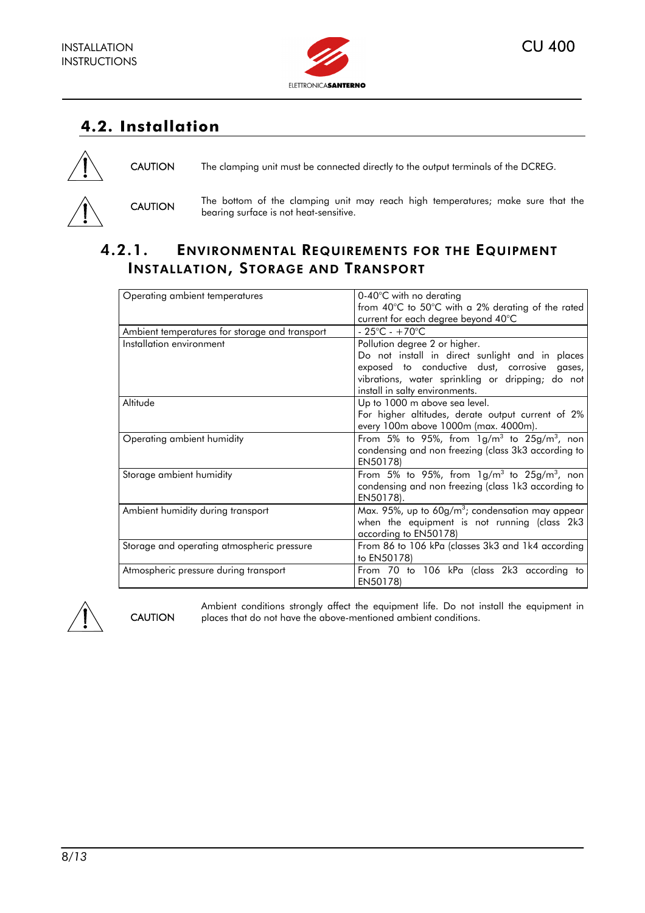## 4.2. Installation

**CAUTION** The clamping unit must be connected directly to the output terminals of the DCREG.

**CAUTION** The bottom of the clamping unit may reach high temperatures; make sure that the bearing surface is not heat-sensitive.

### 4.2.1. Environmental Requirements for the Equipment Installation, Storage and Transport

| | |
|---|---|
| Operating ambient temperatures | 0-40°C with no derating<br>from 40°C to 50°C with a 2% derating of the rated current for each degree beyond 40°C |
| Ambient temperatures for storage and transport | - 25°C - +70°C |
| Installation environment | Pollution degree 2 or higher.<br>Do not install in direct sunlight and in places exposed to conductive dust, corrosive gases, vibrations, water sprinkling or dripping; do not install in salty environments. |
| Altitude | Up to 1000 m above sea level.<br>For higher altitudes, derate output current of 2% every 100m above 1000m (max. 4000m). |
| Operating ambient humidity | From 5% to 95%, from 1g/m$^3$ to 25g/m$^3$, non condensing and non freezing (class 3k3 according to EN50178) |
| Storage ambient humidity | From 5% to 95%, from 1g/m$^3$ to 25g/m$^3$, non condensing and non freezing (class 1k3 according to EN50178). |
| Ambient humidity during transport | Max. 95%, up to 60g/m$^3$; condensation may appear when the equipment is not running (class 2k3 according to EN50178) |
| Storage and operating atmospheric pressure | From 86 to 106 kPa (classes 3k3 and 1k4 according to EN50178) |
| Atmospheric pressure during transport | From 70 to 106 kPa (class 2k3 according to EN50178) |

**CAUTION** Ambient conditions strongly affect the equipment life. Do not install the equipment in places that do not have the above-mentioned ambient conditions.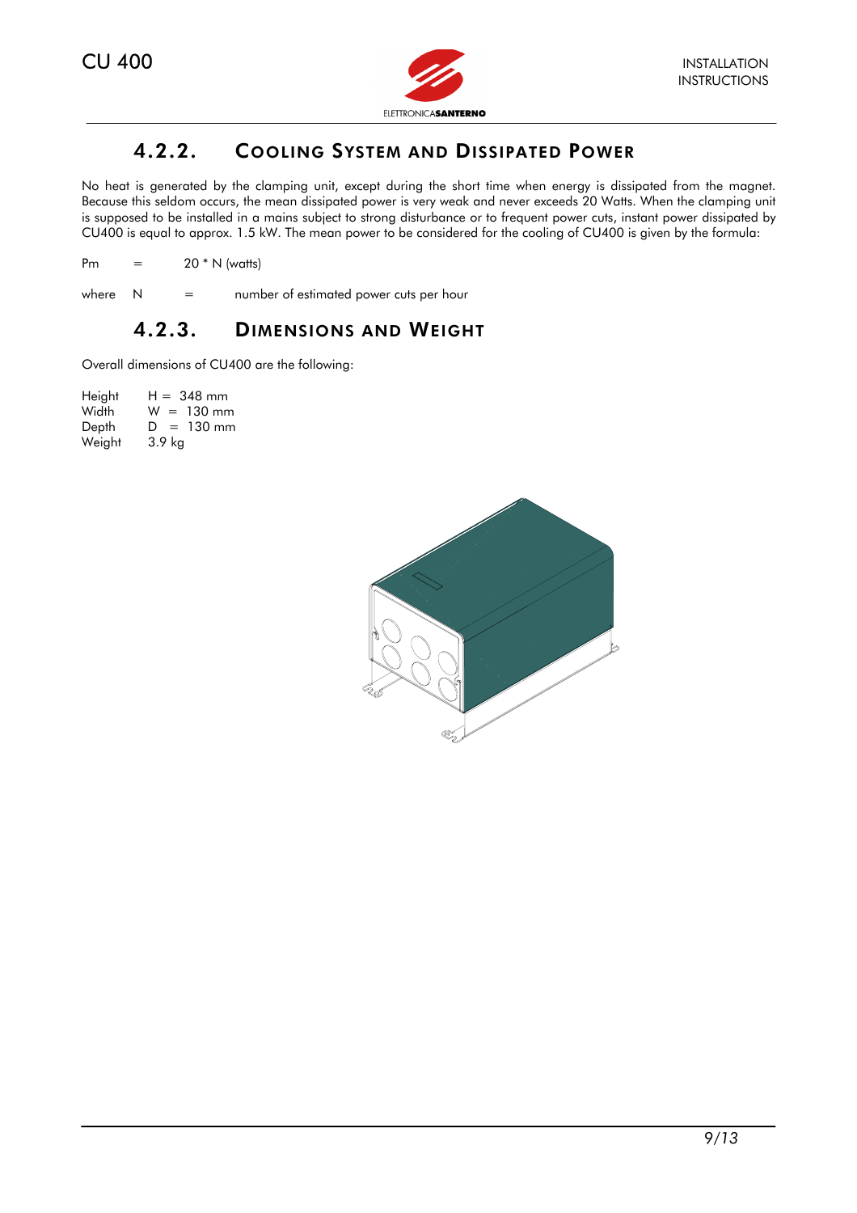### 4.2.2. Cooling System and Dissipated Power

No heat is generated by the clamping unit, except during the short time when energy is dissipated from the magnet. Because this seldom occurs, the mean dissipated power is very weak and never exceeds 20 Watts. When the clamping unit is supposed to be installed in a mains subject to strong disturbance or to frequent power cuts, instant power dissipated by CU400 is equal to approx. 1.5 kW. The mean power to be considered for the cooling of CU400 is given by the formula:

Pm = 20 * N (watts)

where N = number of estimated power cuts per hour

### 4.2.3. Dimensions and Weight

Overall dimensions of CU400 are the following:

Height H = 348 mm
Width W = 130 mm
Depth D = 130 mm
Weight 3.9 kg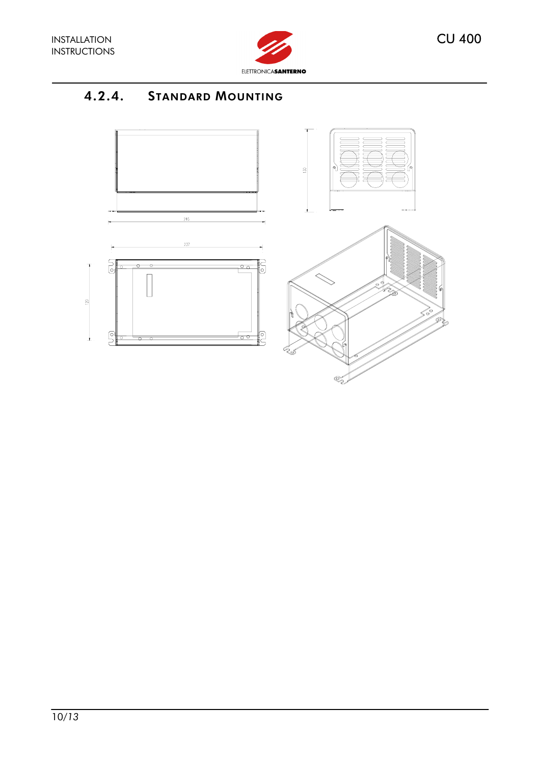### 4.2.4. STANDARD MOUNTING

246

130

237

120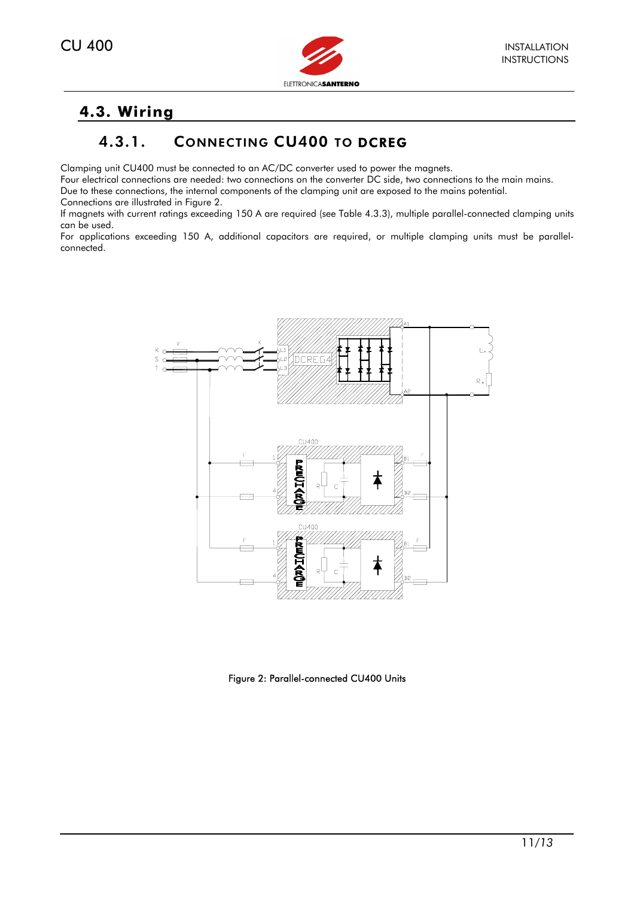## 4.3. Wiring

### 4.3.1. Connecting CU400 to DCREG

Clamping unit CU400 must be connected to an AC/DC converter used to power the magnets.
Four electrical connections are needed: two connections on the converter DC side, two connections to the main mains.
Due to these connections, the internal components of the clamping unit are exposed to the mains potential.
Connections are illustrated in Figure 2.
If magnets with current ratings exceeding 150 A are required (see Table 4.3.3), multiple parallel-connected clamping units can be used.
For applications exceeding 150 A, additional capacitors are required, or multiple clamping units must be parallel-connected.

Figure 2: Parallel-connected CU400 Units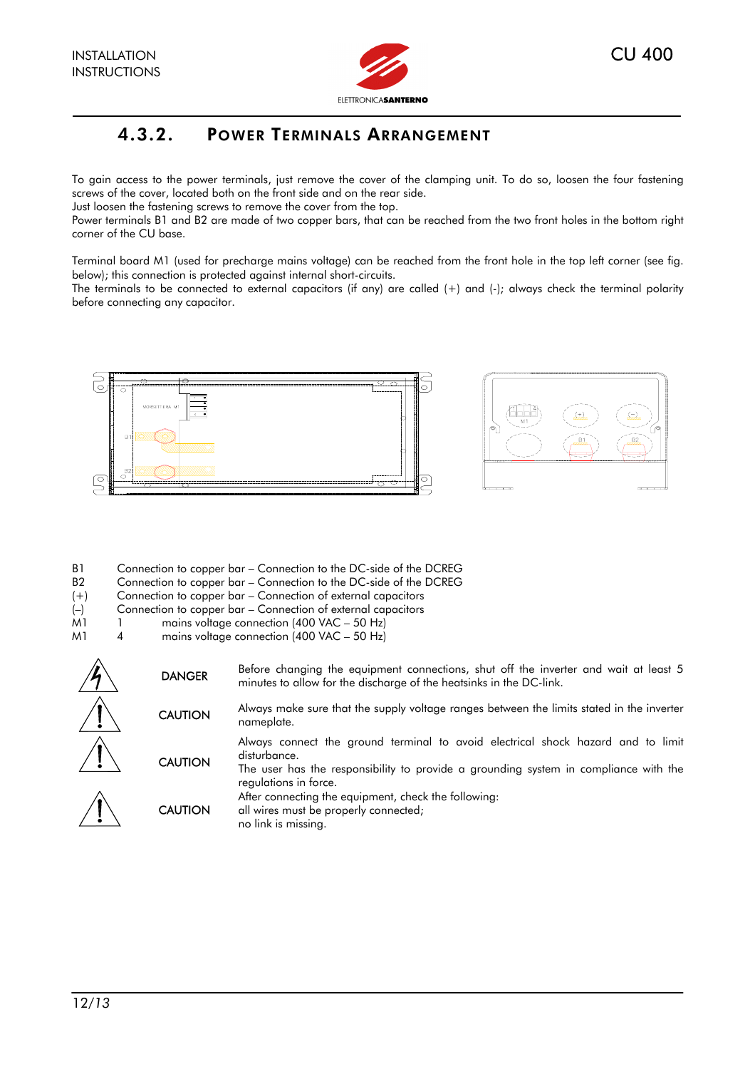## 4.3.2. Power Terminals Arrangement

To gain access to the power terminals, just remove the cover of the clamping unit. To do so, loosen the four fastening screws of the cover, located both on the front side and on the rear side.
Just loosen the fastening screws to remove the cover from the top.
Power terminals B1 and B2 are made of two copper bars, that can be reached from the two front holes in the bottom right corner of the CU base.

Terminal board M1 (used for precharge mains voltage) can be reached from the front hole in the top left corner (see fig. below); this connection is protected against internal short-circuits.
The terminals to be connected to external capacitors (if any) are called (+) and (-); always check the terminal polarity before connecting any capacitor.

| | | |
|---|---|---|
| B1 | | Connection to copper bar – Connection to the DC-side of the DCREG |
| B2 | | Connection to copper bar – Connection to the DC-side of the DCREG |
| (+) | | Connection to copper bar – Connection of external capacitors |
| (–) | | Connection to copper bar – Connection of external capacitors |
| M1 | 1 | mains voltage connection (400 VAC – 50 Hz) |
| M1 | 4 | mains voltage connection (400 VAC – 50 Hz) |

**DANGER** Before changing the equipment connections, shut off the inverter and wait at least 5 minutes to allow for the discharge of the heatsinks in the DC-link.

**CAUTION** Always make sure that the supply voltage ranges between the limits stated in the inverter nameplate.

**CAUTION** Always connect the ground terminal to avoid electrical shock hazard and to limit disturbance.
The user has the responsibility to provide a grounding system in compliance with the regulations in force.

**CAUTION** After connecting the equipment, check the following:
all wires must be properly connected;
no link is missing.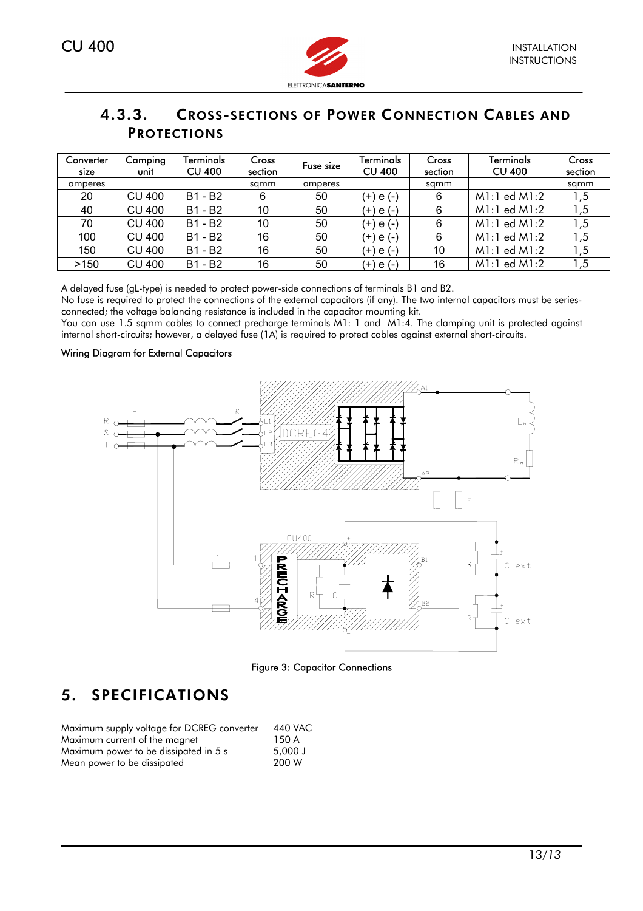### 4.3.3. Cross-sections of Power Connection Cables and Protections

| Converter size | Camping unit | Terminals CU 400 | Cross section | Fuse size | Terminals CU 400 | Cross section | Terminals CU 400 | Cross section |
|---|---|---|---|---|---|---|---|---|
| amperes | | | sqmm | amperes | | sqmm | | sqmm |
| 20 | CU 400 | B1 - B2 | 6 | 50 | (+) e (-) | 6 | M1:1 ed M1:2 | 1,5 |
| 40 | CU 400 | B1 - B2 | 10 | 50 | (+) e (-) | 6 | M1:1 ed M1:2 | 1,5 |
| 70 | CU 400 | B1 - B2 | 10 | 50 | (+) e (-) | 6 | M1:1 ed M1:2 | 1,5 |
| 100 | CU 400 | B1 - B2 | 16 | 50 | (+) e (-) | 6 | M1:1 ed M1:2 | 1,5 |
| 150 | CU 400 | B1 - B2 | 16 | 50 | (+) e (-) | 10 | M1:1 ed M1:2 | 1,5 |
| >150 | CU 400 | B1 - B2 | 16 | 50 | (+) e (-) | 16 | M1:1 ed M1:2 | 1,5 |

A delayed fuse (gL-type) is needed to protect power-side connections of terminals B1 and B2.
No fuse is required to protect the connections of the external capacitors (if any). The two internal capacitors must be series-connected; the voltage balancing resistance is included in the capacitor mounting kit.
You can use 1.5 sqmm cables to connect precharge terminals M1: 1 and M1:4. The clamping unit is protected against internal short-circuits; however, a delayed fuse (1A) is required to protect cables against external short-circuits.

Wiring Diagram for External Capacitors

F
R
S
T
K
L1
L2
L3
DCREG4
A1
A2
Lm
Rm
F
CU400
+
F
1
4
PRECHARGE
R
C
B1
B2
R
C ext
R
C ext
-

Figure 3: Capacitor Connections

# 5. SPECIFICATIONS

| | |
|---|---|
| Maximum supply voltage for DCREG converter | 440 VAC |
| Maximum current of the magnet | 150 A |
| Maximum power to be dissipated in 5 s | 5,000 J |
| Mean power to be dissipated | 200 W |